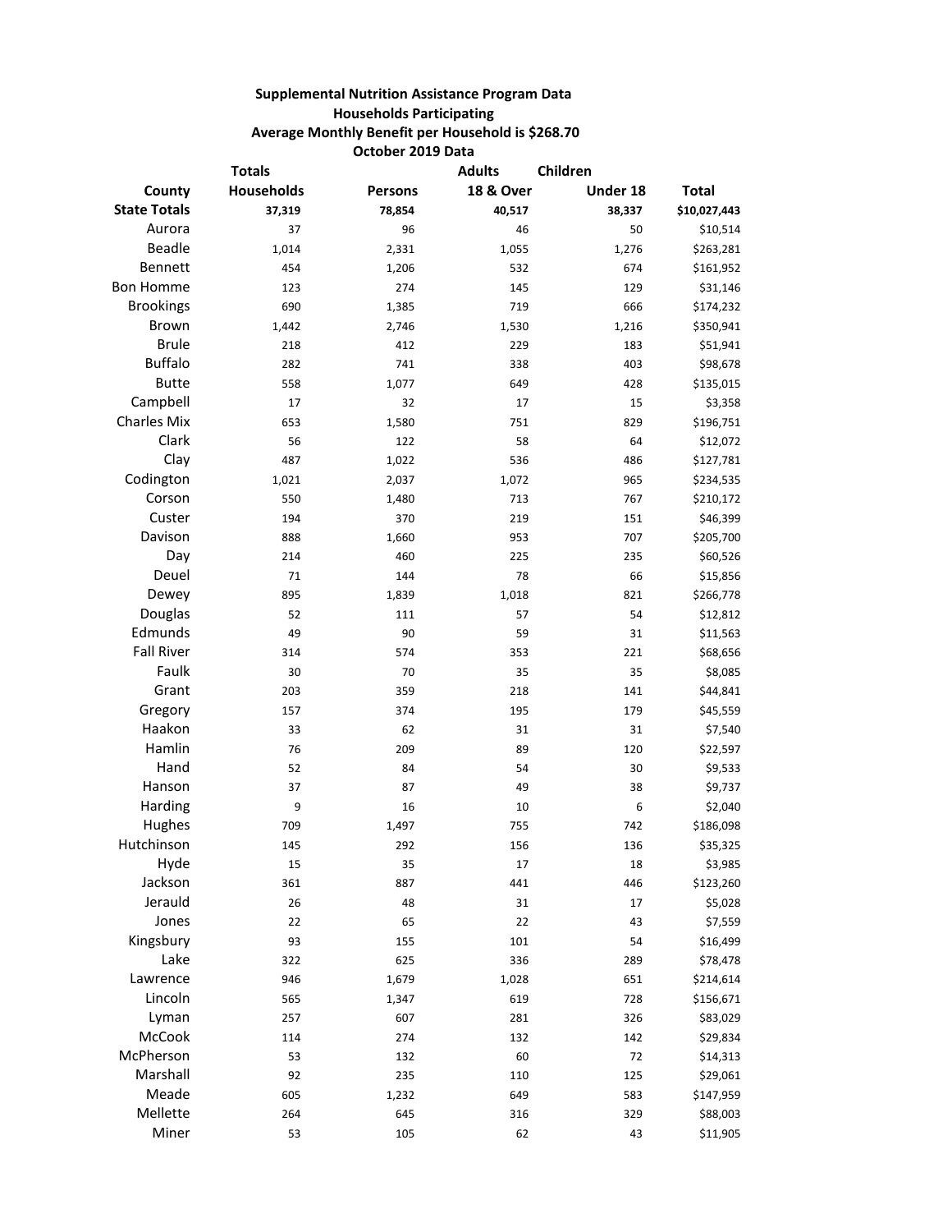**Supplemental Nutrition Assistance Program Data**
**Households Participating**
**Average Monthly Benefit per Household is $268.70**
**October 2019 Data**

| County | Totals Households | Persons | Adults 18 & Over | Children Under 18 | Total |
|---|---|---|---|---|---|
| **State Totals** | **37,319** | **78,854** | **40,517** | **38,337** | **$10,027,443** |
| Aurora | 37 | 96 | 46 | 50 | $10,514 |
| Beadle | 1,014 | 2,331 | 1,055 | 1,276 | $263,281 |
| Bennett | 454 | 1,206 | 532 | 674 | $161,952 |
| Bon Homme | 123 | 274 | 145 | 129 | $31,146 |
| Brookings | 690 | 1,385 | 719 | 666 | $174,232 |
| Brown | 1,442 | 2,746 | 1,530 | 1,216 | $350,941 |
| Brule | 218 | 412 | 229 | 183 | $51,941 |
| Buffalo | 282 | 741 | 338 | 403 | $98,678 |
| Butte | 558 | 1,077 | 649 | 428 | $135,015 |
| Campbell | 17 | 32 | 17 | 15 | $3,358 |
| Charles Mix | 653 | 1,580 | 751 | 829 | $196,751 |
| Clark | 56 | 122 | 58 | 64 | $12,072 |
| Clay | 487 | 1,022 | 536 | 486 | $127,781 |
| Codington | 1,021 | 2,037 | 1,072 | 965 | $234,535 |
| Corson | 550 | 1,480 | 713 | 767 | $210,172 |
| Custer | 194 | 370 | 219 | 151 | $46,399 |
| Davison | 888 | 1,660 | 953 | 707 | $205,700 |
| Day | 214 | 460 | 225 | 235 | $60,526 |
| Deuel | 71 | 144 | 78 | 66 | $15,856 |
| Dewey | 895 | 1,839 | 1,018 | 821 | $266,778 |
| Douglas | 52 | 111 | 57 | 54 | $12,812 |
| Edmunds | 49 | 90 | 59 | 31 | $11,563 |
| Fall River | 314 | 574 | 353 | 221 | $68,656 |
| Faulk | 30 | 70 | 35 | 35 | $8,085 |
| Grant | 203 | 359 | 218 | 141 | $44,841 |
| Gregory | 157 | 374 | 195 | 179 | $45,559 |
| Haakon | 33 | 62 | 31 | 31 | $7,540 |
| Hamlin | 76 | 209 | 89 | 120 | $22,597 |
| Hand | 52 | 84 | 54 | 30 | $9,533 |
| Hanson | 37 | 87 | 49 | 38 | $9,737 |
| Harding | 9 | 16 | 10 | 6 | $2,040 |
| Hughes | 709 | 1,497 | 755 | 742 | $186,098 |
| Hutchinson | 145 | 292 | 156 | 136 | $35,325 |
| Hyde | 15 | 35 | 17 | 18 | $3,985 |
| Jackson | 361 | 887 | 441 | 446 | $123,260 |
| Jerauld | 26 | 48 | 31 | 17 | $5,028 |
| Jones | 22 | 65 | 22 | 43 | $7,559 |
| Kingsbury | 93 | 155 | 101 | 54 | $16,499 |
| Lake | 322 | 625 | 336 | 289 | $78,478 |
| Lawrence | 946 | 1,679 | 1,028 | 651 | $214,614 |
| Lincoln | 565 | 1,347 | 619 | 728 | $156,671 |
| Lyman | 257 | 607 | 281 | 326 | $83,029 |
| McCook | 114 | 274 | 132 | 142 | $29,834 |
| McPherson | 53 | 132 | 60 | 72 | $14,313 |
| Marshall | 92 | 235 | 110 | 125 | $29,061 |
| Meade | 605 | 1,232 | 649 | 583 | $147,959 |
| Mellette | 264 | 645 | 316 | 329 | $88,003 |
| Miner | 53 | 105 | 62 | 43 | $11,905 |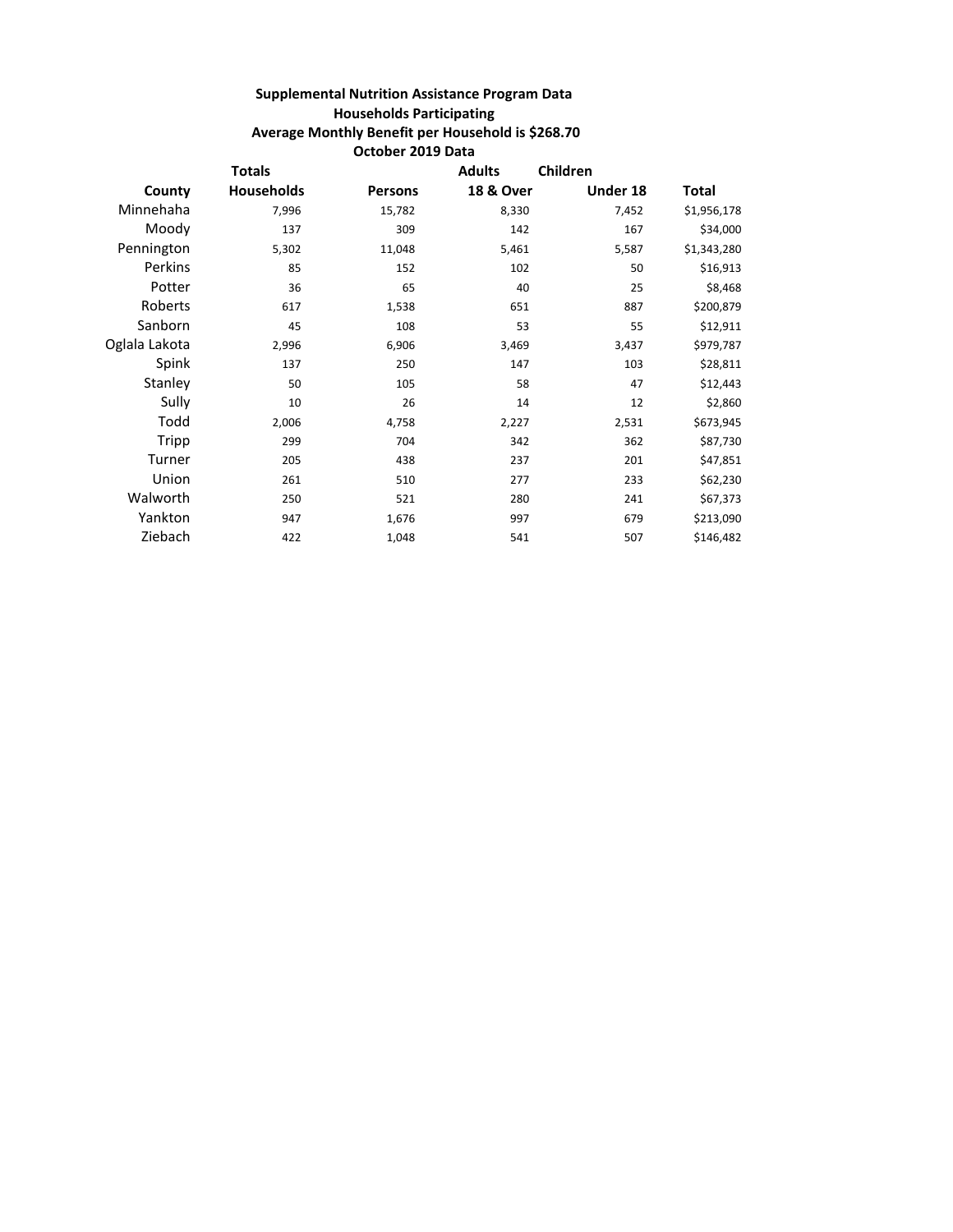**Supplemental Nutrition Assistance Program Data**
**Households Participating**
**Average Monthly Benefit per Household is $268.70**
**October 2019 Data**

| County | Totals Households | Persons | Adults 18 & Over | Children Under 18 | Total |
|---|---|---|---|---|---|
| Minnehaha | 7,996 | 15,782 | 8,330 | 7,452 | $1,956,178 |
| Moody | 137 | 309 | 142 | 167 | $34,000 |
| Pennington | 5,302 | 11,048 | 5,461 | 5,587 | $1,343,280 |
| Perkins | 85 | 152 | 102 | 50 | $16,913 |
| Potter | 36 | 65 | 40 | 25 | $8,468 |
| Roberts | 617 | 1,538 | 651 | 887 | $200,879 |
| Sanborn | 45 | 108 | 53 | 55 | $12,911 |
| Oglala Lakota | 2,996 | 6,906 | 3,469 | 3,437 | $979,787 |
| Spink | 137 | 250 | 147 | 103 | $28,811 |
| Stanley | 50 | 105 | 58 | 47 | $12,443 |
| Sully | 10 | 26 | 14 | 12 | $2,860 |
| Todd | 2,006 | 4,758 | 2,227 | 2,531 | $673,945 |
| Tripp | 299 | 704 | 342 | 362 | $87,730 |
| Turner | 205 | 438 | 237 | 201 | $47,851 |
| Union | 261 | 510 | 277 | 233 | $62,230 |
| Walworth | 250 | 521 | 280 | 241 | $67,373 |
| Yankton | 947 | 1,676 | 997 | 679 | $213,090 |
| Ziebach | 422 | 1,048 | 541 | 507 | $146,482 |